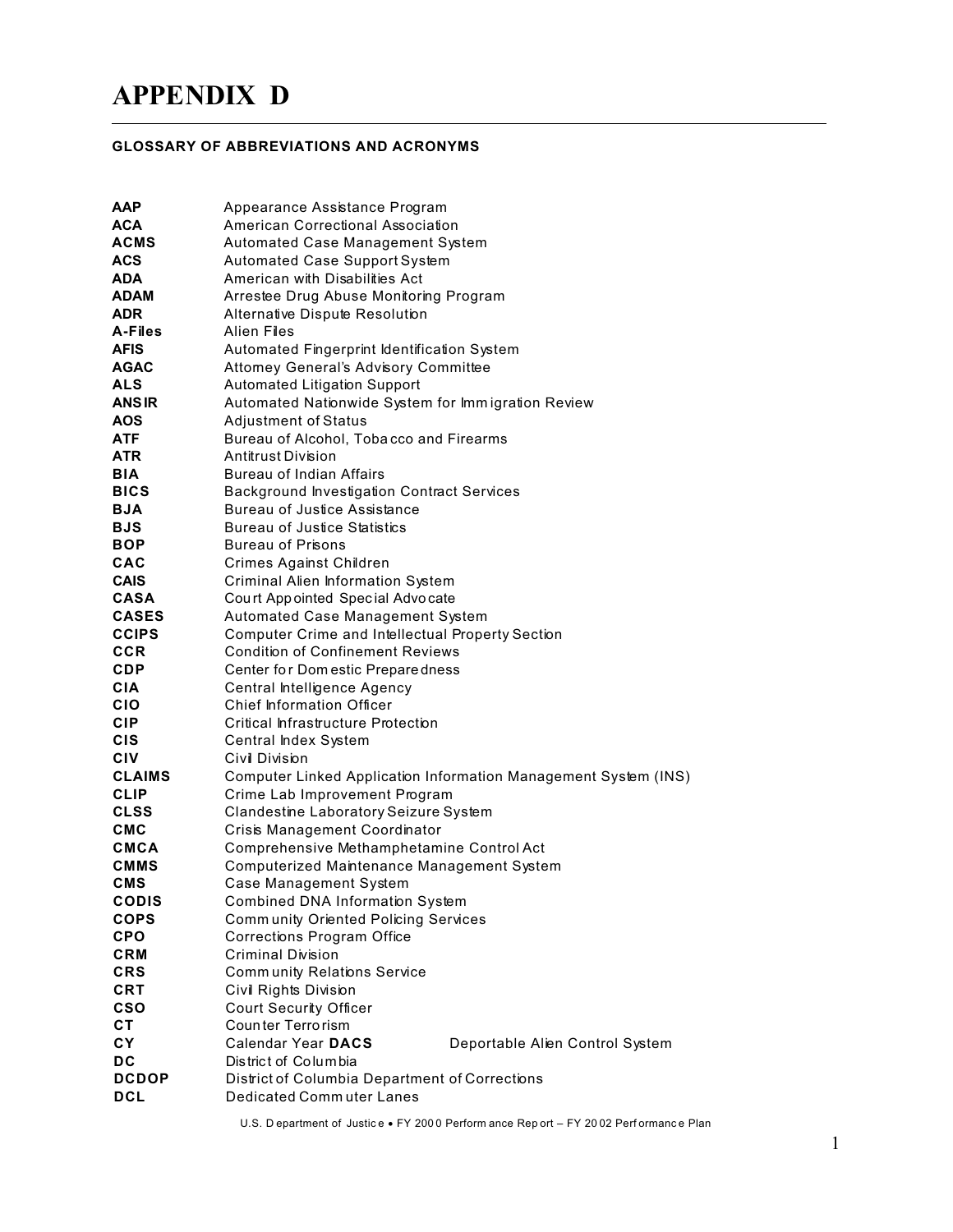# APPENDIX D

**GLOSSARY OF ABBREVIATIONS AND ACRONYMS**

| | |
|---|---|
| **AAP** | Appearance Assistance Program |
| **ACA** | American Correctional Association |
| **ACMS** | Automated Case Management System |
| **ACS** | Automated Case Support System |
| **ADA** | American with Disabilities Act |
| **ADAM** | Arrestee Drug Abuse Monitoring Program |
| **ADR** | Alternative Dispute Resolution |
| **A-Files** | Alien Files |
| **AFIS** | Automated Fingerprint Identification System |
| **AGAC** | Attorney General's Advisory Committee |
| **ALS** | Automated Litigation Support |
| **ANSIR** | Automated Nationwide System for Immigration Review |
| **AOS** | Adjustment of Status |
| **ATF** | Bureau of Alcohol, Tobacco and Firearms |
| **ATR** | Antitrust Division |
| **BIA** | Bureau of Indian Affairs |
| **BICS** | Background Investigation Contract Services |
| **BJA** | Bureau of Justice Assistance |
| **BJS** | Bureau of Justice Statistics |
| **BOP** | Bureau of Prisons |
| **CAC** | Crimes Against Children |
| **CAIS** | Criminal Alien Information System |
| **CASA** | Court Appointed Special Advocate |
| **CASES** | Automated Case Management System |
| **CCIPS** | Computer Crime and Intellectual Property Section |
| **CCR** | Condition of Confinement Reviews |
| **CDP** | Center for Domestic Preparedness |
| **CIA** | Central Intelligence Agency |
| **CIO** | Chief Information Officer |
| **CIP** | Critical Infrastructure Protection |
| **CIS** | Central Index System |
| **CIV** | Civil Division |
| **CLAIMS** | Computer Linked Application Information Management System (INS) |
| **CLIP** | Crime Lab Improvement Program |
| **CLSS** | Clandestine Laboratory Seizure System |
| **CMC** | Crisis Management Coordinator |
| **CMCA** | Comprehensive Methamphetamine Control Act |
| **CMMS** | Computerized Maintenance Management System |
| **CMS** | Case Management System |
| **CODIS** | Combined DNA Information System |
| **COPS** | Community Oriented Policing Services |
| **CPO** | Corrections Program Office |
| **CRM** | Criminal Division |
| **CRS** | Community Relations Service |
| **CRT** | Civil Rights Division |
| **CSO** | Court Security Officer |
| **CT** | Counter Terrorism |
| **CY** | Calendar Year |
| **DACS** | Deportable Alien Control System |
| **DC** | District of Columbia |
| **DCDOP** | District of Columbia Department of Corrections |
| **DCL** | Dedicated Commuter Lanes |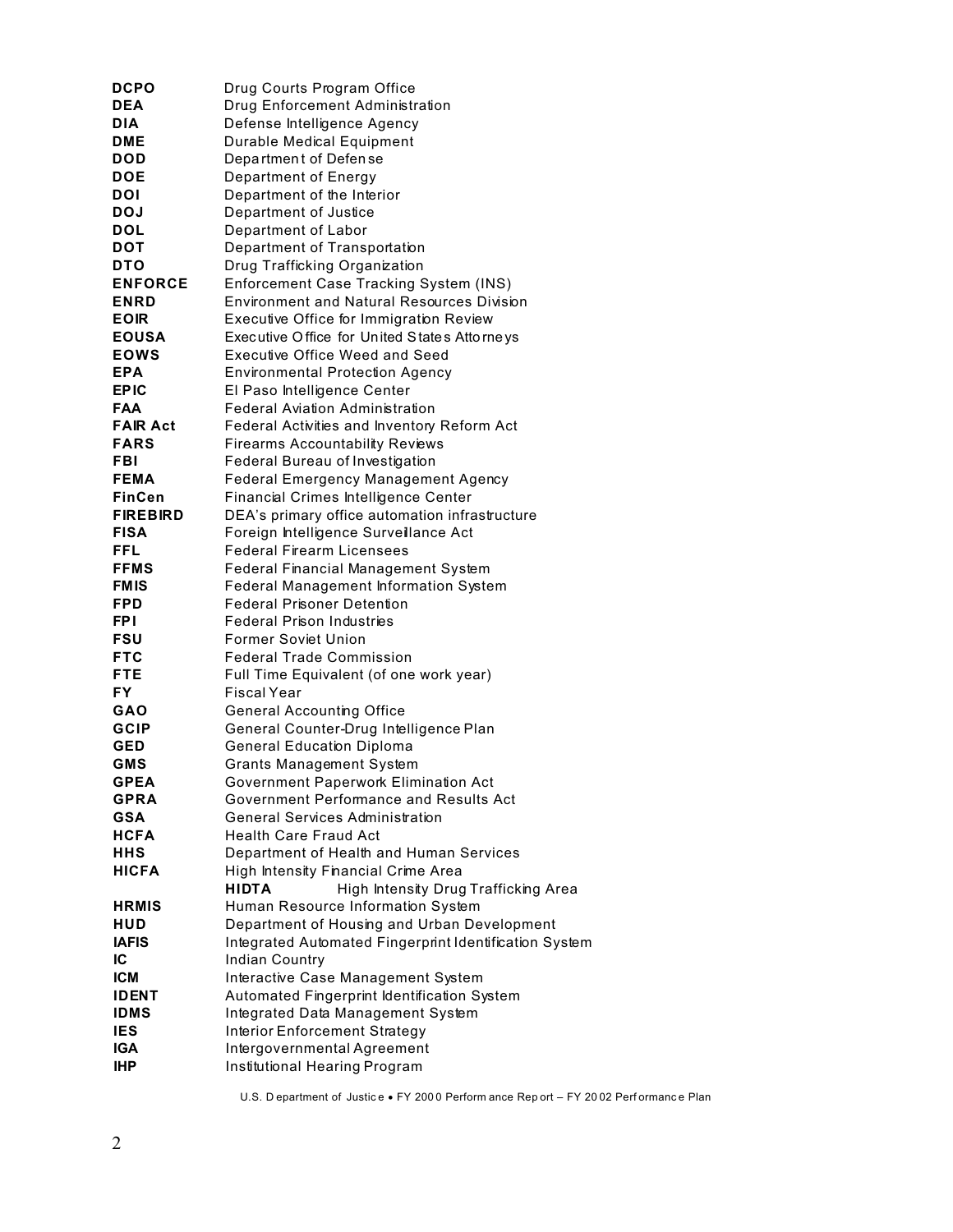| | |
|---|---|
| **DCPO** | Drug Courts Program Office |
| **DEA** | Drug Enforcement Administration |
| **DIA** | Defense Intelligence Agency |
| **DME** | Durable Medical Equipment |
| **DOD** | Department of Defense |
| **DOE** | Department of Energy |
| **DOI** | Department of the Interior |
| **DOJ** | Department of Justice |
| **DOL** | Department of Labor |
| **DOT** | Department of Transportation |
| **DTO** | Drug Trafficking Organization |
| **ENFORCE** | Enforcement Case Tracking System (INS) |
| **ENRD** | Environment and Natural Resources Division |
| **EOIR** | Executive Office for Immigration Review |
| **EOUSA** | Executive Office for United States Attorneys |
| **EOWS** | Executive Office Weed and Seed |
| **EPA** | Environmental Protection Agency |
| **EPIC** | El Paso Intelligence Center |
| **FAA** | Federal Aviation Administration |
| **FAIR Act** | Federal Activities and Inventory Reform Act |
| **FARS** | Firearms Accountability Reviews |
| **FBI** | Federal Bureau of Investigation |
| **FEMA** | Federal Emergency Management Agency |
| **FinCen** | Financial Crimes Intelligence Center |
| **FIREBIRD** | DEA's primary office automation infrastructure |
| **FISA** | Foreign Intelligence Surveillance Act |
| **FFL** | Federal Firearm Licensees |
| **FFMS** | Federal Financial Management System |
| **FMIS** | Federal Management Information System |
| **FPD** | Federal Prisoner Detention |
| **FPI** | Federal Prison Industries |
| **FSU** | Former Soviet Union |
| **FTC** | Federal Trade Commission |
| **FTE** | Full Time Equivalent (of one work year) |
| **FY** | Fiscal Year |
| **GAO** | General Accounting Office |
| **GCIP** | General Counter-Drug Intelligence Plan |
| **GED** | General Education Diploma |
| **GMS** | Grants Management System |
| **GPEA** | Government Paperwork Elimination Act |
| **GPRA** | Government Performance and Results Act |
| **GSA** | General Services Administration |
| **HCFA** | Health Care Fraud Act |
| **HHS** | Department of Health and Human Services |
| **HICFA** | High Intensity Financial Crime Area |
| **HIDTA** | High Intensity Drug Trafficking Area |
| **HRMIS** | Human Resource Information System |
| **HUD** | Department of Housing and Urban Development |
| **IAFIS** | Integrated Automated Fingerprint Identification System |
| **IC** | Indian Country |
| **ICM** | Interactive Case Management System |
| **IDENT** | Automated Fingerprint Identification System |
| **IDMS** | Integrated Data Management System |
| **IES** | Interior Enforcement Strategy |
| **IGA** | Intergovernmental Agreement |
| **IHP** | Institutional Hearing Program |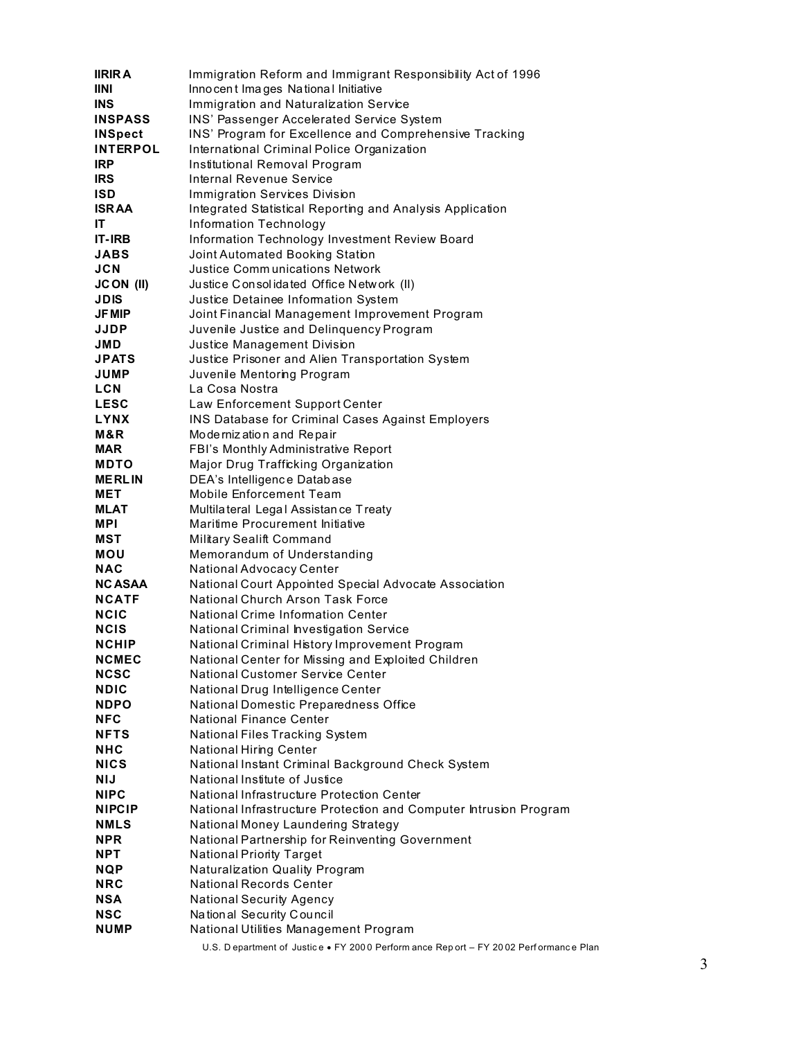| | |
|---|---|
| **IIRIRA** | Immigration Reform and Immigrant Responsibility Act of 1996 |
| **IINI** | Innocent Images National Initiative |
| **INS** | Immigration and Naturalization Service |
| **INSPASS** | INS' Passenger Accelerated Service System |
| **INSpect** | INS' Program for Excellence and Comprehensive Tracking |
| **INTERPOL** | International Criminal Police Organization |
| **IRP** | Institutional Removal Program |
| **IRS** | Internal Revenue Service |
| **ISD** | Immigration Services Division |
| **ISRAA** | Integrated Statistical Reporting and Analysis Application |
| **IT** | Information Technology |
| **IT-IRB** | Information Technology Investment Review Board |
| **JABS** | Joint Automated Booking Station |
| **JCN** | Justice Communications Network |
| **JCON (II)** | Justice Consolidated Office Network (II) |
| **JDIS** | Justice Detainee Information System |
| **JFMIP** | Joint Financial Management Improvement Program |
| **JJDP** | Juvenile Justice and Delinquency Program |
| **JMD** | Justice Management Division |
| **JPATS** | Justice Prisoner and Alien Transportation System |
| **JUMP** | Juvenile Mentoring Program |
| **LCN** | La Cosa Nostra |
| **LESC** | Law Enforcement Support Center |
| **LYNX** | INS Database for Criminal Cases Against Employers |
| **M&R** | Modernization and Repair |
| **MAR** | FBI's Monthly Administrative Report |
| **MDTO** | Major Drug Trafficking Organization |
| **MERLIN** | DEA's Intelligence Database |
| **MET** | Mobile Enforcement Team |
| **MLAT** | Multilateral Legal Assistance Treaty |
| **MPI** | Maritime Procurement Initiative |
| **MST** | Military Sealift Command |
| **MOU** | Memorandum of Understanding |
| **NAC** | National Advocacy Center |
| **NCASAA** | National Court Appointed Special Advocate Association |
| **NCATF** | National Church Arson Task Force |
| **NCIC** | National Crime Information Center |
| **NCIS** | National Criminal Investigation Service |
| **NCHIP** | National Criminal History Improvement Program |
| **NCMEC** | National Center for Missing and Exploited Children |
| **NCSC** | National Customer Service Center |
| **NDIC** | National Drug Intelligence Center |
| **NDPO** | National Domestic Preparedness Office |
| **NFC** | National Finance Center |
| **NFTS** | National Files Tracking System |
| **NHC** | National Hiring Center |
| **NICS** | National Instant Criminal Background Check System |
| **NIJ** | National Institute of Justice |
| **NIPC** | National Infrastructure Protection Center |
| **NIPCIP** | National Infrastructure Protection and Computer Intrusion Program |
| **NMLS** | National Money Laundering Strategy |
| **NPR** | National Partnership for Reinventing Government |
| **NPT** | National Priority Target |
| **NQP** | Naturalization Quality Program |
| **NRC** | National Records Center |
| **NSA** | National Security Agency |
| **NSC** | National Security Council |
| **NUMP** | National Utilities Management Program |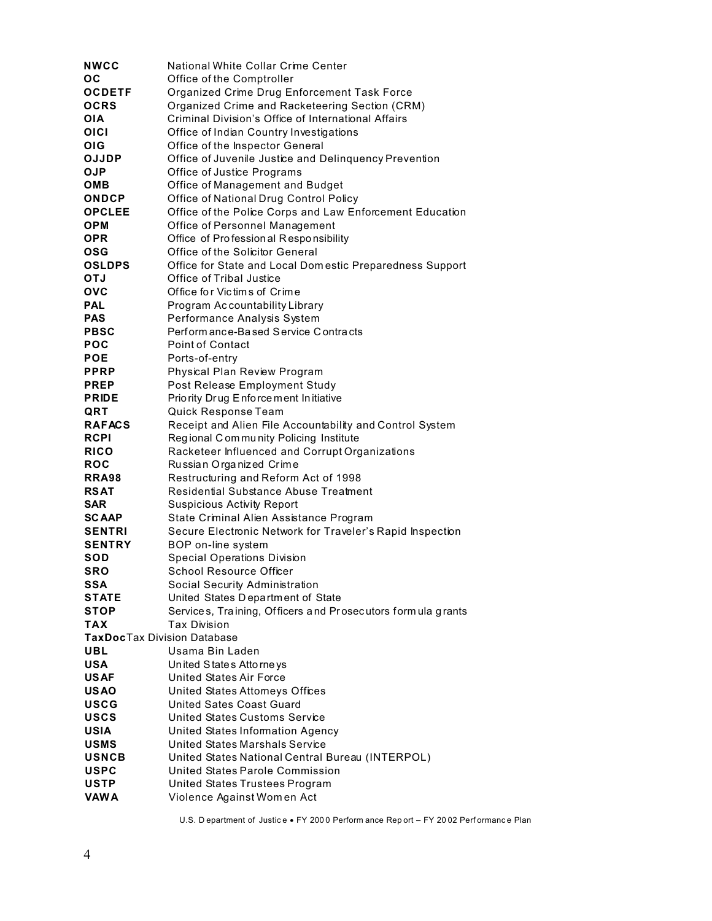| | |
|---|---|
| **NWCC** | National White Collar Crime Center |
| **OC** | Office of the Comptroller |
| **OCDETF** | Organized Crime Drug Enforcement Task Force |
| **OCRS** | Organized Crime and Racketeering Section (CRM) |
| **OIA** | Criminal Division's Office of International Affairs |
| **OICI** | Office of Indian Country Investigations |
| **OIG** | Office of the Inspector General |
| **OJJDP** | Office of Juvenile Justice and Delinquency Prevention |
| **OJP** | Office of Justice Programs |
| **OMB** | Office of Management and Budget |
| **ONDCP** | Office of National Drug Control Policy |
| **OPCLEE** | Office of the Police Corps and Law Enforcement Education |
| **OPM** | Office of Personnel Management |
| **OPR** | Office of Professional Responsibility |
| **OSG** | Office of the Solicitor General |
| **OSLDPS** | Office for State and Local Domestic Preparedness Support |
| **OTJ** | Office of Tribal Justice |
| **OVC** | Office for Victims of Crime |
| **PAL** | Program Accountability Library |
| **PAS** | Performance Analysis System |
| **PBSC** | Performance-Based Service Contracts |
| **POC** | Point of Contact |
| **POE** | Ports-of-entry |
| **PPRP** | Physical Plan Review Program |
| **PREP** | Post Release Employment Study |
| **PRIDE** | Priority Drug Enforcement Initiative |
| **QRT** | Quick Response Team |
| **RAFACS** | Receipt and Alien File Accountability and Control System |
| **RCPI** | Regional Community Policing Institute |
| **RICO** | Racketeer Influenced and Corrupt Organizations |
| **ROC** | Russian Organized Crime |
| **RRA98** | Restructuring and Reform Act of 1998 |
| **RSAT** | Residential Substance Abuse Treatment |
| **SAR** | Suspicious Activity Report |
| **SCAAP** | State Criminal Alien Assistance Program |
| **SENTRI** | Secure Electronic Network for Traveler's Rapid Inspection |
| **SENTRY** | BOP on-line system |
| **SOD** | Special Operations Division |
| **SRO** | School Resource Officer |
| **SSA** | Social Security Administration |
| **STATE** | United States Department of State |
| **STOP** | Services, Training, Officers and Prosecutors formula grants |
| **TAX** | Tax Division |
| **TaxDoc** | Tax Division Database |
| **UBL** | Usama Bin Laden |
| **USA** | United States Attorneys |
| **USAF** | United States Air Force |
| **USAO** | United States Attorneys Offices |
| **USCG** | United Sates Coast Guard |
| **USCS** | United States Customs Service |
| **USIA** | United States Information Agency |
| **USMS** | United States Marshals Service |
| **USNCB** | United States National Central Bureau (INTERPOL) |
| **USPC** | United States Parole Commission |
| **USTP** | United States Trustees Program |
| **VAWA** | Violence Against Women Act |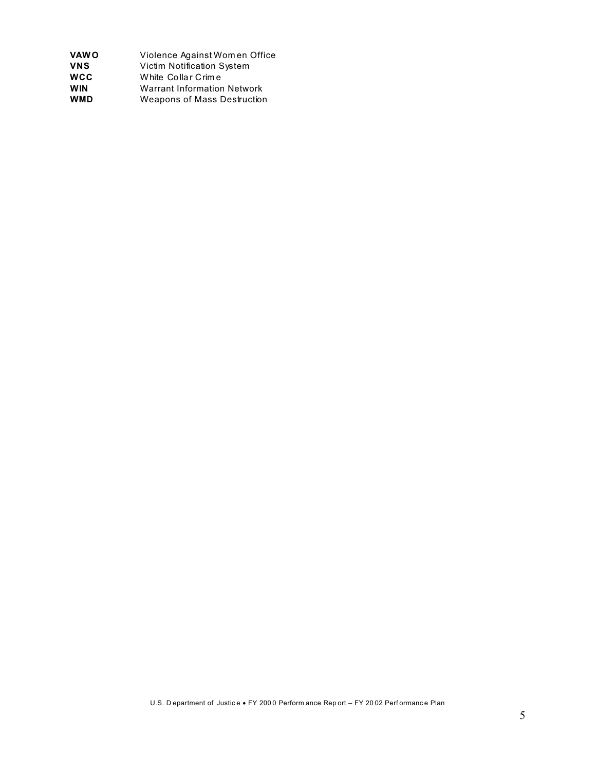| | |
|---|---|
| **VAWO** | Violence Against Women Office |
| **VNS** | Victim Notification System |
| **WCC** | White Collar Crime |
| **WIN** | Warrant Information Network |
| **WMD** | Weapons of Mass Destruction |